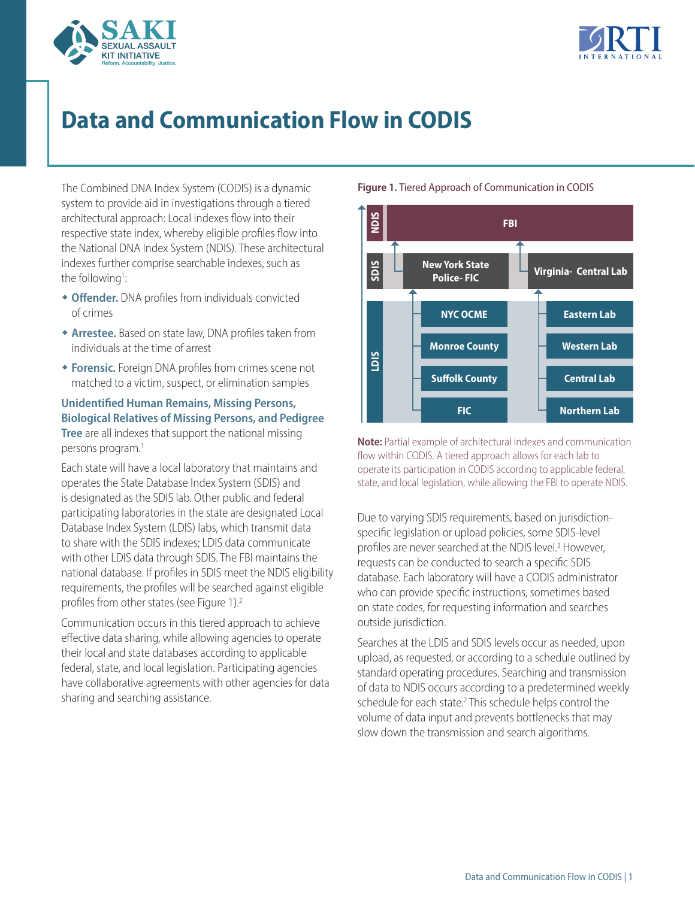# Data and Communication Flow in CODIS

The Combined DNA Index System (CODIS) is a dynamic system to provide aid in investigations through a tiered architectural approach: Local indexes flow into their respective state index, whereby eligible profiles flow into the National DNA Index System (NDIS). These architectural indexes further comprise searchable indexes, such as the following[1]:

- **Offender.** DNA profiles from individuals convicted of crimes
- **Arrestee.** Based on state law, DNA profiles taken from individuals at the time of arrest
- **Forensic.** Foreign DNA profiles from crimes scene not matched to a victim, suspect, or elimination samples

**Unidentified Human Remains, Missing Persons, Biological Relatives of Missing Persons, and Pedigree Tree** are all indexes that support the national missing persons program.[1]

Each state will have a local laboratory that maintains and operates the State Database Index System (SDIS) and is designated as the SDIS lab. Other public and federal participating laboratories in the state are designated Local Database Index System (LDIS) labs, which transmit data to share with the SDIS indexes; LDIS data communicate with other LDIS data through SDIS. The FBI maintains the national database. If profiles in SDIS meet the NDIS eligibility requirements, the profiles will be searched against eligible profiles from other states (see Figure 1).[2]

Communication occurs in this tiered approach to achieve effective data sharing, while allowing agencies to operate their local and state databases according to applicable federal, state, and local legislation. Participating agencies have collaborative agreements with other agencies for data sharing and searching assistance.

**Figure 1.** Tiered Approach of Communication in CODIS

| Level | | |
|---|---|---|
| NDIS | FBI | |
| SDIS | New York State Police- FIC | Virginia- Central Lab |
| LDIS | NYC OCME | Eastern Lab |
| LDIS | Monroe County | Western Lab |
| LDIS | Suffolk County | Central Lab |
| LDIS | FIC | Northern Lab |

**Note:** Partial example of architectural indexes and communication flow within CODIS. A tiered approach allows for each lab to operate its participation in CODIS according to applicable federal, state, and local legislation, while allowing the FBI to operate NDIS.

Due to varying SDIS requirements, based on jurisdiction-specific legislation or upload policies, some SDIS-level profiles are never searched at the NDIS level.[3] However, requests can be conducted to search a specific SDIS database. Each laboratory will have a CODIS administrator who can provide specific instructions, sometimes based on state codes, for requesting information and searches outside jurisdiction.

Searches at the LDIS and SDIS levels occur as needed, upon upload, as requested, or according to a schedule outlined by standard operating procedures. Searching and transmission of data to NDIS occurs according to a predetermined weekly schedule for each state.[2] This schedule helps control the volume of data input and prevents bottlenecks that may slow down the transmission and search algorithms.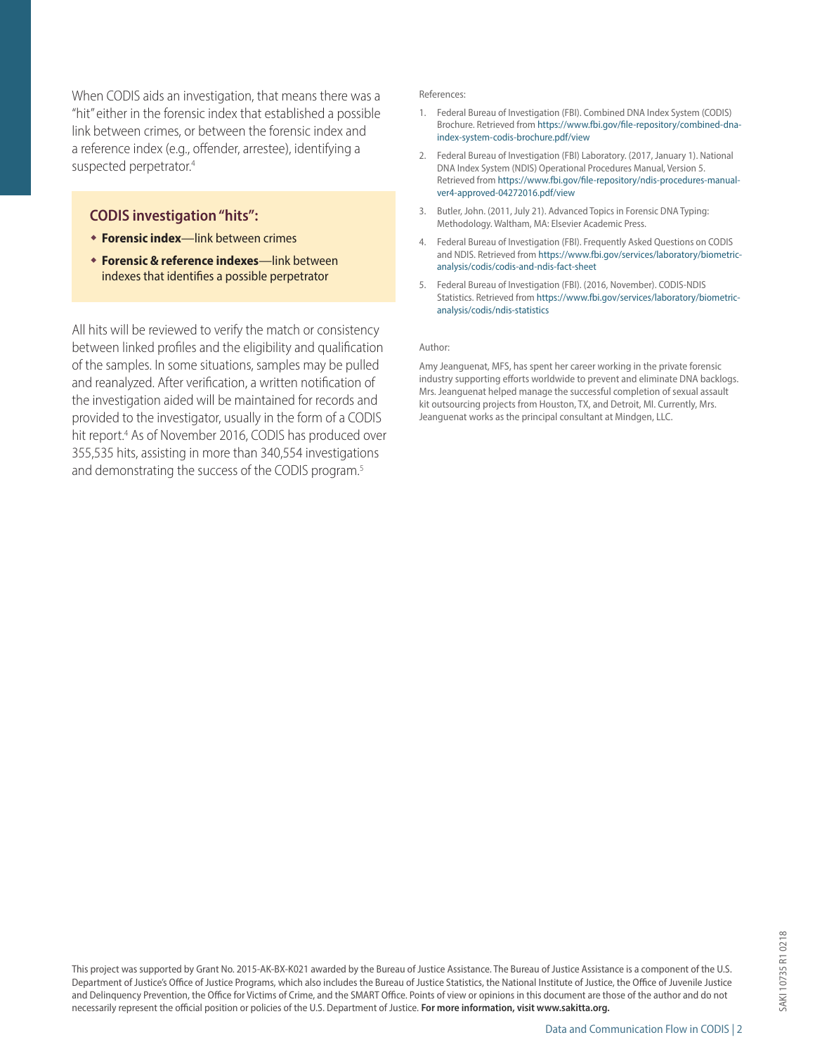When CODIS aids an investigation, that means there was a "hit" either in the forensic index that established a possible link between crimes, or between the forensic index and a reference index (e.g., offender, arrestee), identifying a suspected perpetrator.[4]

**CODIS investigation "hits":**

- **Forensic index**—link between crimes
- **Forensic & reference indexes**—link between indexes that identifies a possible perpetrator

All hits will be reviewed to verify the match or consistency between linked profiles and the eligibility and qualification of the samples. In some situations, samples may be pulled and reanalyzed. After verification, a written notification of the investigation aided will be maintained for records and provided to the investigator, usually in the form of a CODIS hit report.[4] As of November 2016, CODIS has produced over 355,535 hits, assisting in more than 340,554 investigations and demonstrating the success of the CODIS program.[5]

References:

1. Federal Bureau of Investigation (FBI). Combined DNA Index System (CODIS) Brochure. Retrieved from https://www.fbi.gov/file-repository/combined-dna-index-system-codis-brochure.pdf/view
2. Federal Bureau of Investigation (FBI) Laboratory. (2017, January 1). National DNA Index System (NDIS) Operational Procedures Manual, Version 5. Retrieved from https://www.fbi.gov/file-repository/ndis-procedures-manual-ver4-approved-04272016.pdf/view
3. Butler, John. (2011, July 21). Advanced Topics in Forensic DNA Typing: Methodology. Waltham, MA: Elsevier Academic Press.
4. Federal Bureau of Investigation (FBI). Frequently Asked Questions on CODIS and NDIS. Retrieved from https://www.fbi.gov/services/laboratory/biometric-analysis/codis/codis-and-ndis-fact-sheet
5. Federal Bureau of Investigation (FBI). (2016, November). CODIS-NDIS Statistics. Retrieved from https://www.fbi.gov/services/laboratory/biometric-analysis/codis/ndis-statistics

Author:

Amy Jeanguenat, MFS, has spent her career working in the private forensic industry supporting efforts worldwide to prevent and eliminate DNA backlogs. Mrs. Jeanguenat helped manage the successful completion of sexual assault kit outsourcing projects from Houston, TX, and Detroit, MI. Currently, Mrs. Jeanguenat works as the principal consultant at Mindgen, LLC.

This project was supported by Grant No. 2015-AK-BX-K021 awarded by the Bureau of Justice Assistance. The Bureau of Justice Assistance is a component of the U.S. Department of Justice's Office of Justice Programs, which also includes the Bureau of Justice Statistics, the National Institute of Justice, the Office of Juvenile Justice and Delinquency Prevention, the Office for Victims of Crime, and the SMART Office. Points of view or opinions in this document are those of the author and do not necessarily represent the official position or policies of the U.S. Department of Justice. **For more information, visit www.sakitta.org.**

SAKI 10735 R1 0218